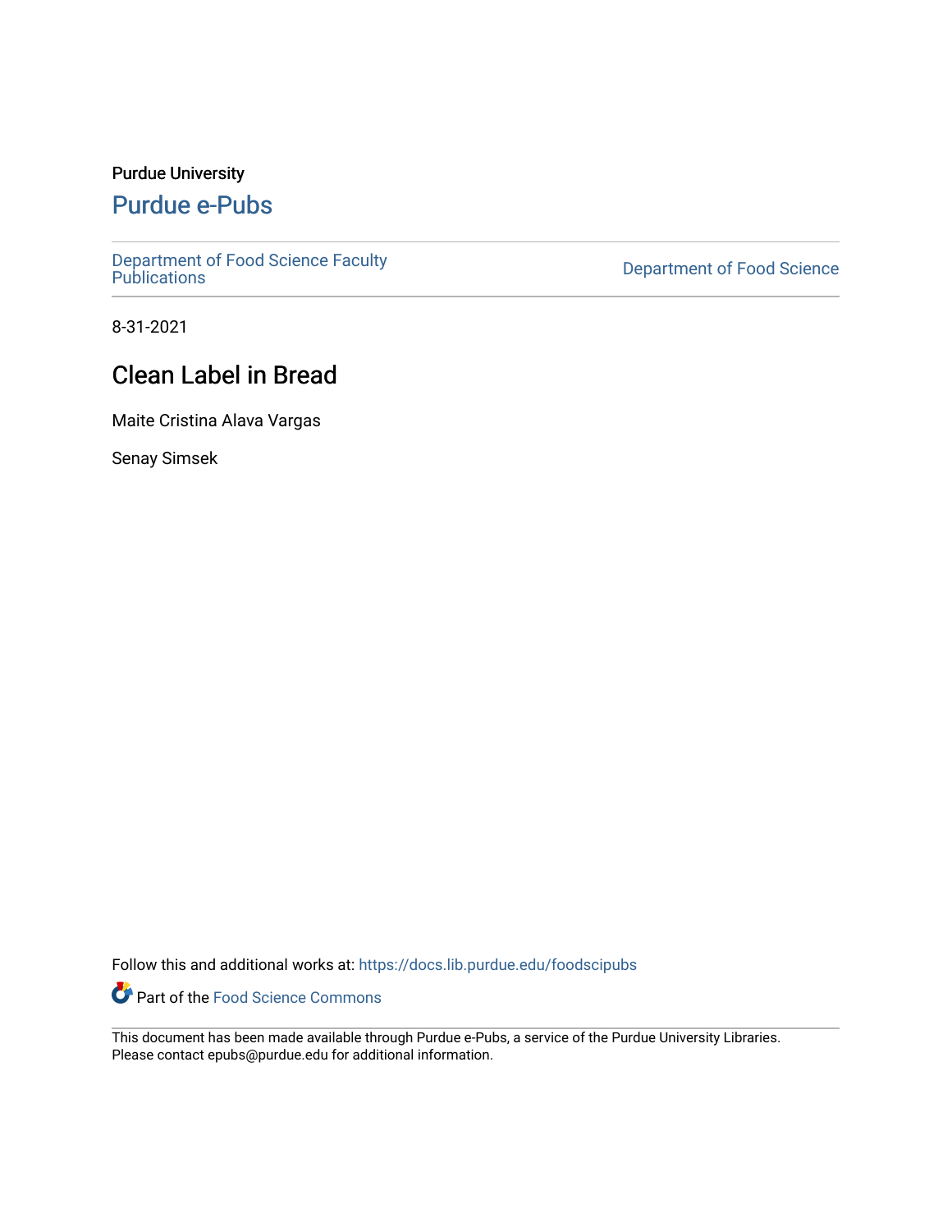Purdue University

# Purdue e-Pubs

Department of Food Science Faculty Publications

Department of Food Science

8-31-2021

## Clean Label in Bread

Maite Cristina Alava Vargas

Senay Simsek

Follow this and additional works at: https://docs.lib.purdue.edu/foodscipubs

Part of the Food Science Commons

This document has been made available through Purdue e-Pubs, a service of the Purdue University Libraries. Please contact epubs@purdue.edu for additional information.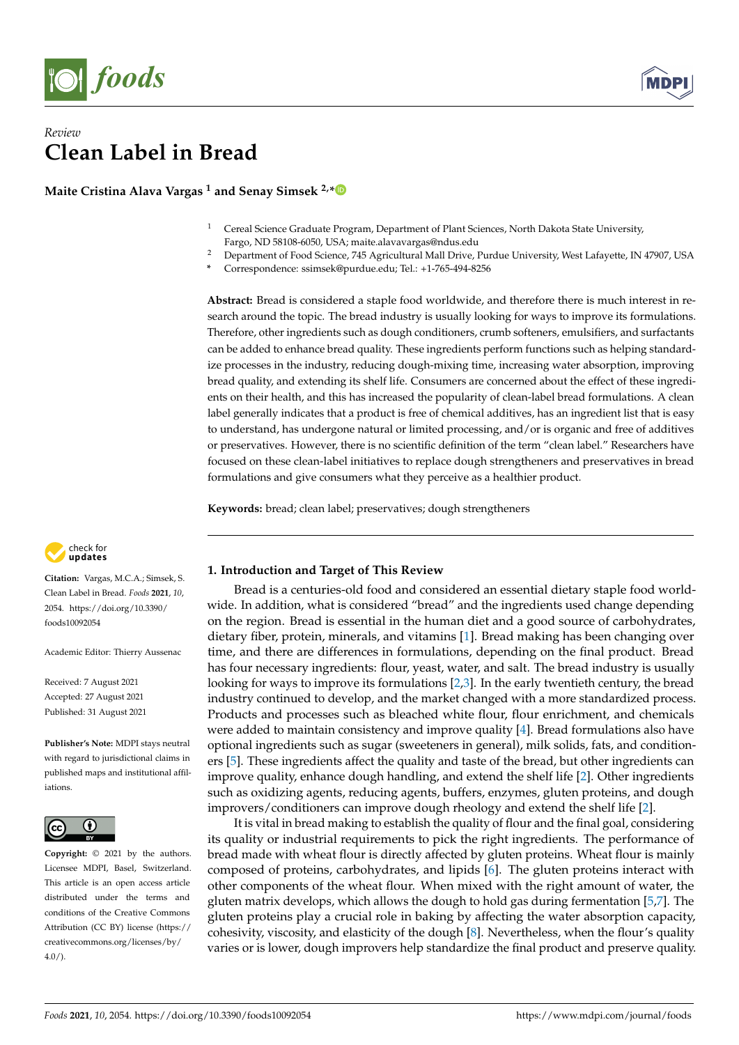# Review

# Clean Label in Bread

**Maite Cristina Alava Vargas [1] and Senay Simsek [2,*]**

[1] Cereal Science Graduate Program, Department of Plant Sciences, North Dakota State University, Fargo, ND 58108-6050, USA; maite.alavavargas@ndus.edu

[2] Department of Food Science, 745 Agricultural Mall Drive, Purdue University, West Lafayette, IN 47907, USA

\* Correspondence: ssimsek@purdue.edu; Tel.: +1-765-494-8256

**Abstract:** Bread is considered a staple food worldwide, and therefore there is much interest in research around the topic. The bread industry is usually looking for ways to improve its formulations. Therefore, other ingredients such as dough conditioners, crumb softeners, emulsifiers, and surfactants can be added to enhance bread quality. These ingredients perform functions such as helping standardize processes in the industry, reducing dough-mixing time, increasing water absorption, improving bread quality, and extending its shelf life. Consumers are concerned about the effect of these ingredients on their health, and this has increased the popularity of clean-label bread formulations. A clean label generally indicates that a product is free of chemical additives, has an ingredient list that is easy to understand, has undergone natural or limited processing, and/or is organic and free of additives or preservatives. However, there is no scientific definition of the term "clean label." Researchers have focused on these clean-label initiatives to replace dough strengtheners and preservatives in bread formulations and give consumers what they perceive as a healthier product.

**Keywords:** bread; clean label; preservatives; dough strengtheners

**Citation:** Vargas, M.C.A.; Simsek, S. Clean Label in Bread. *Foods* **2021**, *10*, 2054. https://doi.org/10.3390/foods10092054

Academic Editor: Thierry Aussenac

Received: 7 August 2021
Accepted: 27 August 2021
Published: 31 August 2021

**Publisher's Note:** MDPI stays neutral with regard to jurisdictional claims in published maps and institutional affiliations.

**Copyright:** © 2021 by the authors. Licensee MDPI, Basel, Switzerland. This article is an open access article distributed under the terms and conditions of the Creative Commons Attribution (CC BY) license (https://creativecommons.org/licenses/by/4.0/).

## 1. Introduction and Target of This Review

Bread is a centuries-old food and considered an essential dietary staple food worldwide. In addition, what is considered "bread" and the ingredients used change depending on the region. Bread is essential in the human diet and a good source of carbohydrates, dietary fiber, protein, minerals, and vitamins [1]. Bread making has been changing over time, and there are differences in formulations, depending on the final product. Bread has four necessary ingredients: flour, yeast, water, and salt. The bread industry is usually looking for ways to improve its formulations [2,3]. In the early twentieth century, the bread industry continued to develop, and the market changed with a more standardized process. Products and processes such as bleached white flour, flour enrichment, and chemicals were added to maintain consistency and improve quality [4]. Bread formulations also have optional ingredients such as sugar (sweeteners in general), milk solids, fats, and conditioners [5]. These ingredients affect the quality and taste of the bread, but other ingredients can improve quality, enhance dough handling, and extend the shelf life [2]. Other ingredients such as oxidizing agents, reducing agents, buffers, enzymes, gluten proteins, and dough improvers/conditioners can improve dough rheology and extend the shelf life [2].

It is vital in bread making to establish the quality of flour and the final goal, considering its quality or industrial requirements to pick the right ingredients. The performance of bread made with wheat flour is directly affected by gluten proteins. Wheat flour is mainly composed of proteins, carbohydrates, and lipids [6]. The gluten proteins interact with other components of the wheat flour. When mixed with the right amount of water, the gluten matrix develops, which allows the dough to hold gas during fermentation [5,7]. The gluten proteins play a crucial role in baking by affecting the water absorption capacity, cohesivity, viscosity, and elasticity of the dough [8]. Nevertheless, when the flour's quality varies or is lower, dough improvers help standardize the final product and preserve quality.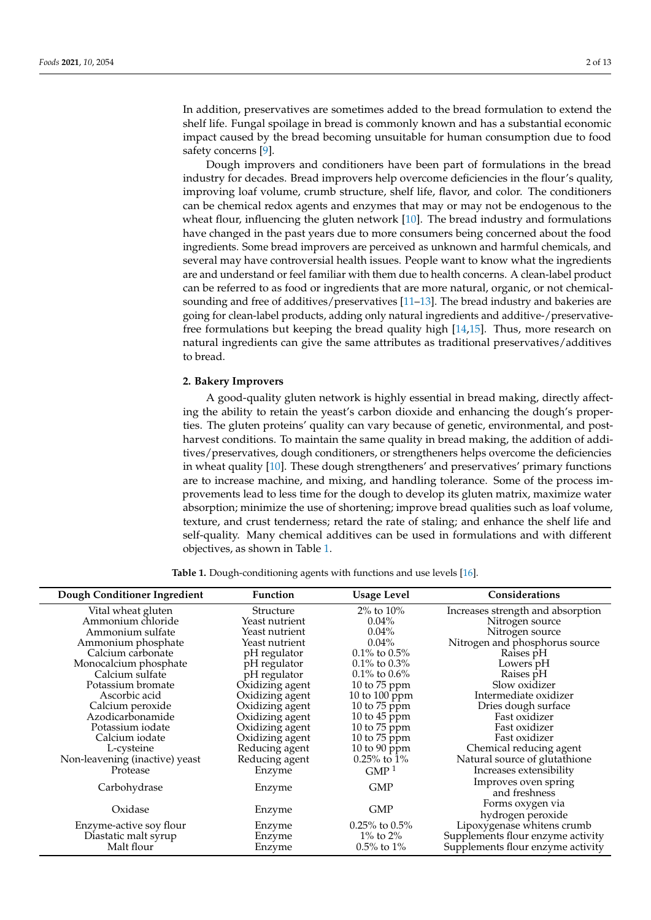In addition, preservatives are sometimes added to the bread formulation to extend the shelf life. Fungal spoilage in bread is commonly known and has a substantial economic impact caused by the bread becoming unsuitable for human consumption due to food safety concerns [9].

Dough improvers and conditioners have been part of formulations in the bread industry for decades. Bread improvers help overcome deficiencies in the flour's quality, improving loaf volume, crumb structure, shelf life, flavor, and color. The conditioners can be chemical redox agents and enzymes that may or may not be endogenous to the wheat flour, influencing the gluten network [10]. The bread industry and formulations have changed in the past years due to more consumers being concerned about the food ingredients. Some bread improvers are perceived as unknown and harmful chemicals, and several may have controversial health issues. People want to know what the ingredients are and understand or feel familiar with them due to health concerns. A clean-label product can be referred to as food or ingredients that are more natural, organic, or not chemical-sounding and free of additives/preservatives [11–13]. The bread industry and bakeries are going for clean-label products, adding only natural ingredients and additive-/preservative-free formulations but keeping the bread quality high [14,15]. Thus, more research on natural ingredients can give the same attributes as traditional preservatives/additives to bread.

## 2. Bakery Improvers

A good-quality gluten network is highly essential in bread making, directly affecting the ability to retain the yeast's carbon dioxide and enhancing the dough's properties. The gluten proteins' quality can vary because of genetic, environmental, and post-harvest conditions. To maintain the same quality in bread making, the addition of additives/preservatives, dough conditioners, or strengtheners helps overcome the deficiencies in wheat quality [10]. These dough strengtheners' and preservatives' primary functions are to increase machine, and mixing, and handling tolerance. Some of the process improvements lead to less time for the dough to develop its gluten matrix, maximize water absorption; minimize the use of shortening; improve bread qualities such as loaf volume, texture, and crust tenderness; retard the rate of staling; and enhance the shelf life and self-quality. Many chemical additives can be used in formulations and with different objectives, as shown in Table 1.

**Table 1.** Dough-conditioning agents with functions and use levels [16].

| Dough Conditioner Ingredient | Function | Usage Level | Considerations |
|---|---|---|---|
| Vital wheat gluten | Structure | 2% to 10% | Increases strength and absorption |
| Ammonium chloride | Yeast nutrient | 0.04% | Nitrogen source |
| Ammonium sulfate | Yeast nutrient | 0.04% | Nitrogen source |
| Ammonium phosphate | Yeast nutrient | 0.04% | Nitrogen and phosphorus source |
| Calcium carbonate | pH regulator | 0.1% to 0.5% | Raises pH |
| Monocalcium phosphate | pH regulator | 0.1% to 0.3% | Lowers pH |
| Calcium sulfate | pH regulator | 0.1% to 0.6% | Raises pH |
| Potassium bromate | Oxidizing agent | 10 to 75 ppm | Slow oxidizer |
| Ascorbic acid | Oxidizing agent | 10 to 100 ppm | Intermediate oxidizer |
| Calcium peroxide | Oxidizing agent | 10 to 75 ppm | Dries dough surface |
| Azodicarbonamide | Oxidizing agent | 10 to 45 ppm | Fast oxidizer |
| Potassium iodate | Oxidizing agent | 10 to 75 ppm | Fast oxidizer |
| Calcium iodate | Oxidizing agent | 10 to 75 ppm | Fast oxidizer |
| L-cysteine | Reducing agent | 10 to 90 ppm | Chemical reducing agent |
| Non-leavening (inactive) yeast | Reducing agent | 0.25% to 1% | Natural source of glutathione |
| Protease | Enzyme | GMP [1] | Increases extensibility |
| Carbohydrase | Enzyme | GMP | Improves oven spring and freshness |
| Oxidase | Enzyme | GMP | Forms oxygen via hydrogen peroxide |
| Enzyme-active soy flour | Enzyme | 0.25% to 0.5% | Lipoxygenase whitens crumb |
| Diastatic malt syrup | Enzyme | 1% to 2% | Supplements flour enzyme activity |
| Malt flour | Enzyme | 0.5% to 1% | Supplements flour enzyme activity |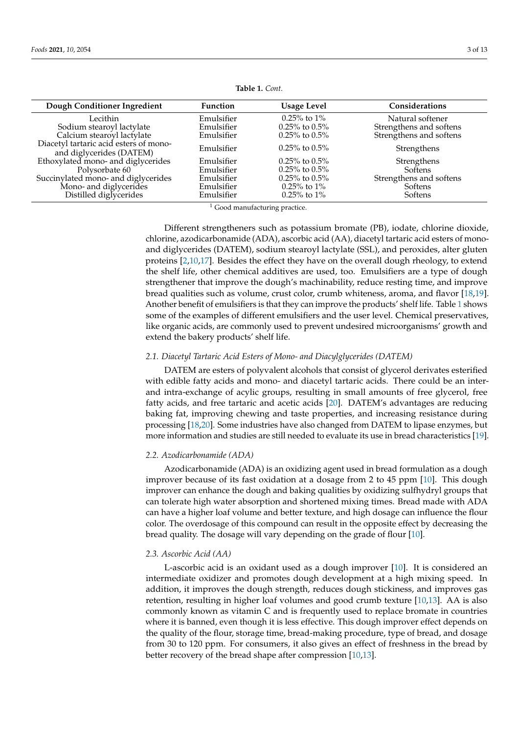**Table 1.** *Cont.*

| Dough Conditioner Ingredient | Function | Usage Level | Considerations |
|---|---|---|---|
| Lecithin | Emulsifier | 0.25% to 1% | Natural softener |
| Sodium stearoyl lactylate | Emulsifier | 0.25% to 0.5% | Strengthens and softens |
| Calcium stearoyl lactylate | Emulsifier | 0.25% to 0.5% | Strengthens and softens |
| Diacetyl tartaric acid esters of mono- and diglycerides (DATEM) | Emulsifier | 0.25% to 0.5% | Strengthens |
| Ethoxylated mono- and diglycerides | Emulsifier | 0.25% to 0.5% | Strengthens |
| Polysorbate 60 | Emulsifier | 0.25% to 0.5% | Softens |
| Succinylated mono- and diglycerides | Emulsifier | 0.25% to 0.5% | Strengthens and softens |
| Mono- and diglycerides | Emulsifier | 0.25% to 1% | Softens |
| Distilled diglycerides | Emulsifier | 0.25% to 1% | Softens |

[1] Good manufacturing practice.

Different strengtheners such as potassium bromate (PB), iodate, chlorine dioxide, chlorine, azodicarbonamide (ADA), ascorbic acid (AA), diacetyl tartaric acid esters of mono- and diglycerides (DATEM), sodium stearoyl lactylate (SSL), and peroxides, alter gluten proteins [2,10,17]. Besides the effect they have on the overall dough rheology, to extend the shelf life, other chemical additives are used, too. Emulsifiers are a type of dough strengthener that improve the dough's machinability, reduce resting time, and improve bread qualities such as volume, crust color, crumb whiteness, aroma, and flavor [18,19]. Another benefit of emulsifiers is that they can improve the products' shelf life. Table 1 shows some of the examples of different emulsifiers and the user level. Chemical preservatives, like organic acids, are commonly used to prevent undesired microorganisms' growth and extend the bakery products' shelf life.

### *2.1. Diacetyl Tartaric Acid Esters of Mono- and Diacylglycerides (DATEM)*

DATEM are esters of polyvalent alcohols that consist of glycerol derivates esterified with edible fatty acids and mono- and diacetyl tartaric acids. There could be an inter- and intra-exchange of acylic groups, resulting in small amounts of free glycerol, free fatty acids, and free tartaric and acetic acids [20]. DATEM's advantages are reducing baking fat, improving chewing and taste properties, and increasing resistance during processing [18,20]. Some industries have also changed from DATEM to lipase enzymes, but more information and studies are still needed to evaluate its use in bread characteristics [19].

### *2.2. Azodicarbonamide (ADA)*

Azodicarbonamide (ADA) is an oxidizing agent used in bread formulation as a dough improver because of its fast oxidation at a dosage from 2 to 45 ppm [10]. This dough improver can enhance the dough and baking qualities by oxidizing sulfhydryl groups that can tolerate high water absorption and shortened mixing times. Bread made with ADA can have a higher loaf volume and better texture, and high dosage can influence the flour color. The overdosage of this compound can result in the opposite effect by decreasing the bread quality. The dosage will vary depending on the grade of flour [10].

### *2.3. Ascorbic Acid (AA)*

L-ascorbic acid is an oxidant used as a dough improver [10]. It is considered an intermediate oxidizer and promotes dough development at a high mixing speed. In addition, it improves the dough strength, reduces dough stickiness, and improves gas retention, resulting in higher loaf volumes and good crumb texture [10,13]. AA is also commonly known as vitamin C and is frequently used to replace bromate in countries where it is banned, even though it is less effective. This dough improver effect depends on the quality of the flour, storage time, bread-making procedure, type of bread, and dosage from 30 to 120 ppm. For consumers, it also gives an effect of freshness in the bread by better recovery of the bread shape after compression [10,13].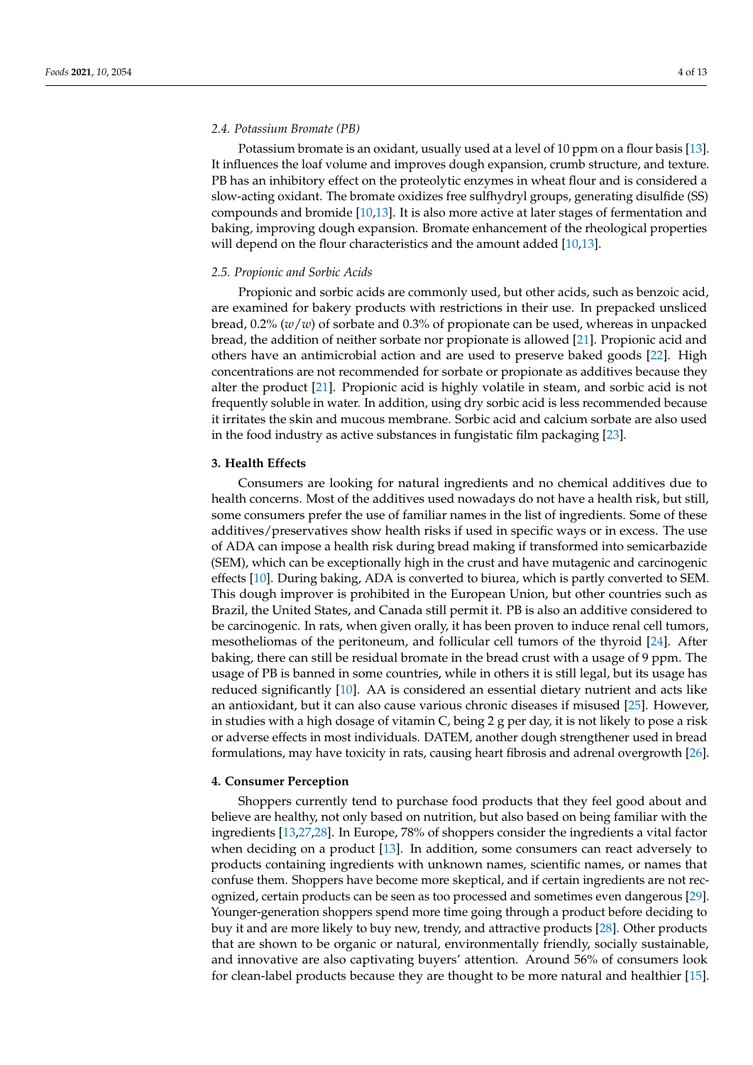### 2.4. Potassium Bromate (PB)

Potassium bromate is an oxidant, usually used at a level of 10 ppm on a flour basis [13]. It influences the loaf volume and improves dough expansion, crumb structure, and texture. PB has an inhibitory effect on the proteolytic enzymes in wheat flour and is considered a slow-acting oxidant. The bromate oxidizes free sulfhydryl groups, generating disulfide (SS) compounds and bromide [10,13]. It is also more active at later stages of fermentation and baking, improving dough expansion. Bromate enhancement of the rheological properties will depend on the flour characteristics and the amount added [10,13].

### 2.5. Propionic and Sorbic Acids

Propionic and sorbic acids are commonly used, but other acids, such as benzoic acid, are examined for bakery products with restrictions in their use. In prepacked unsliced bread, 0.2% ($w/w$) of sorbate and 0.3% of propionate can be used, whereas in unpacked bread, the addition of neither sorbate nor propionate is allowed [21]. Propionic acid and others have an antimicrobial action and are used to preserve baked goods [22]. High concentrations are not recommended for sorbate or propionate as additives because they alter the product [21]. Propionic acid is highly volatile in steam, and sorbic acid is not frequently soluble in water. In addition, using dry sorbic acid is less recommended because it irritates the skin and mucous membrane. Sorbic acid and calcium sorbate are also used in the food industry as active substances in fungistatic film packaging [23].

## 3. Health Effects

Consumers are looking for natural ingredients and no chemical additives due to health concerns. Most of the additives used nowadays do not have a health risk, but still, some consumers prefer the use of familiar names in the list of ingredients. Some of these additives/preservatives show health risks if used in specific ways or in excess. The use of ADA can impose a health risk during bread making if transformed into semicarbazide (SEM), which can be exceptionally high in the crust and have mutagenic and carcinogenic effects [10]. During baking, ADA is converted to biurea, which is partly converted to SEM. This dough improver is prohibited in the European Union, but other countries such as Brazil, the United States, and Canada still permit it. PB is also an additive considered to be carcinogenic. In rats, when given orally, it has been proven to induce renal cell tumors, mesotheliomas of the peritoneum, and follicular cell tumors of the thyroid [24]. After baking, there can still be residual bromate in the bread crust with a usage of 9 ppm. The usage of PB is banned in some countries, while in others it is still legal, but its usage has reduced significantly [10]. AA is considered an essential dietary nutrient and acts like an antioxidant, but it can also cause various chronic diseases if misused [25]. However, in studies with a high dosage of vitamin C, being 2 g per day, it is not likely to pose a risk or adverse effects in most individuals. DATEM, another dough strengthener used in bread formulations, may have toxicity in rats, causing heart fibrosis and adrenal overgrowth [26].

## 4. Consumer Perception

Shoppers currently tend to purchase food products that they feel good about and believe are healthy, not only based on nutrition, but also based on being familiar with the ingredients [13,27,28]. In Europe, 78% of shoppers consider the ingredients a vital factor when deciding on a product [13]. In addition, some consumers can react adversely to products containing ingredients with unknown names, scientific names, or names that confuse them. Shoppers have become more skeptical, and if certain ingredients are not recognized, certain products can be seen as too processed and sometimes even dangerous [29]. Younger-generation shoppers spend more time going through a product before deciding to buy it and are more likely to buy new, trendy, and attractive products [28]. Other products that are shown to be organic or natural, environmentally friendly, socially sustainable, and innovative are also captivating buyers' attention. Around 56% of consumers look for clean-label products because they are thought to be more natural and healthier [15].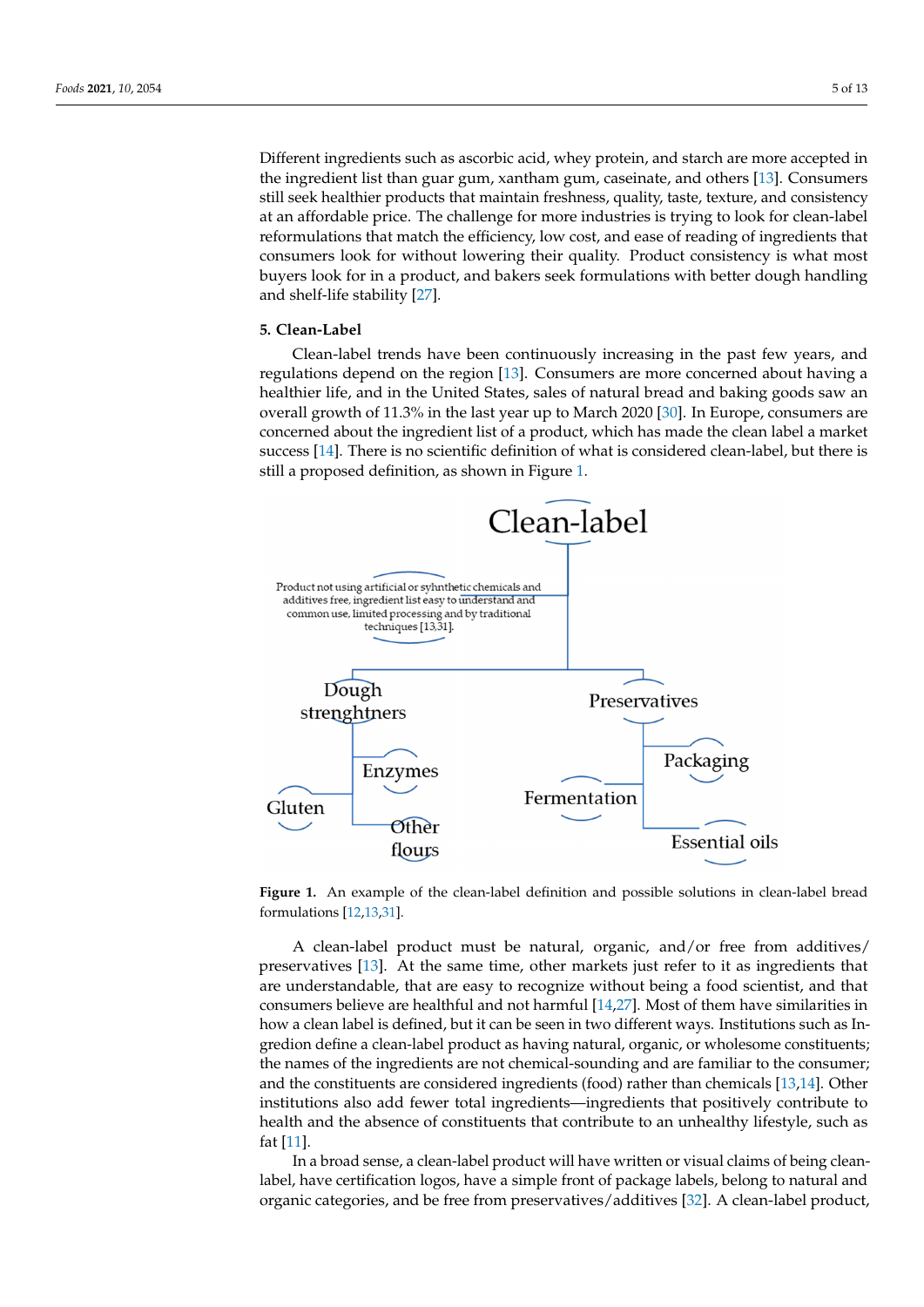Different ingredients such as ascorbic acid, whey protein, and starch are more accepted in the ingredient list than guar gum, xantham gum, caseinate, and others [13]. Consumers still seek healthier products that maintain freshness, quality, taste, texture, and consistency at an affordable price. The challenge for more industries is trying to look for clean-label reformulations that match the efficiency, low cost, and ease of reading of ingredients that consumers look for without lowering their quality. Product consistency is what most buyers look for in a product, and bakers seek formulations with better dough handling and shelf-life stability [27].

## 5. Clean-Label

Clean-label trends have been continuously increasing in the past few years, and regulations depend on the region [13]. Consumers are more concerned about having a healthier life, and in the United States, sales of natural bread and baking goods saw an overall growth of 11.3% in the last year up to March 2020 [30]. In Europe, consumers are concerned about the ingredient list of a product, which has made the clean label a market success [14]. There is no scientific definition of what is considered clean-label, but there is still a proposed definition, as shown in Figure 1.

Clean-label

Product not using artificial or syhnthetic chemicals and additives free, ingredient list easy to understand and common use, limited processing and by traditional techniques [13,31].

Dough strenghtners

Enzymes

Gluten

Other flours

Preservatives

Packaging

Fermentation

Essential oils

**Figure 1.** An example of the clean-label definition and possible solutions in clean-label bread formulations [12,13,31].

A clean-label product must be natural, organic, and/or free from additives/ preservatives [13]. At the same time, other markets just refer to it as ingredients that are understandable, that are easy to recognize without being a food scientist, and that consumers believe are healthful and not harmful [14,27]. Most of them have similarities in how a clean label is defined, but it can be seen in two different ways. Institutions such as Ingredion define a clean-label product as having natural, organic, or wholesome constituents; the names of the ingredients are not chemical-sounding and are familiar to the consumer; and the constituents are considered ingredients (food) rather than chemicals [13,14]. Other institutions also add fewer total ingredients—ingredients that positively contribute to health and the absence of constituents that contribute to an unhealthy lifestyle, such as fat [11].

In a broad sense, a clean-label product will have written or visual claims of being clean-label, have certification logos, have a simple front of package labels, belong to natural and organic categories, and be free from preservatives/additives [32]. A clean-label product,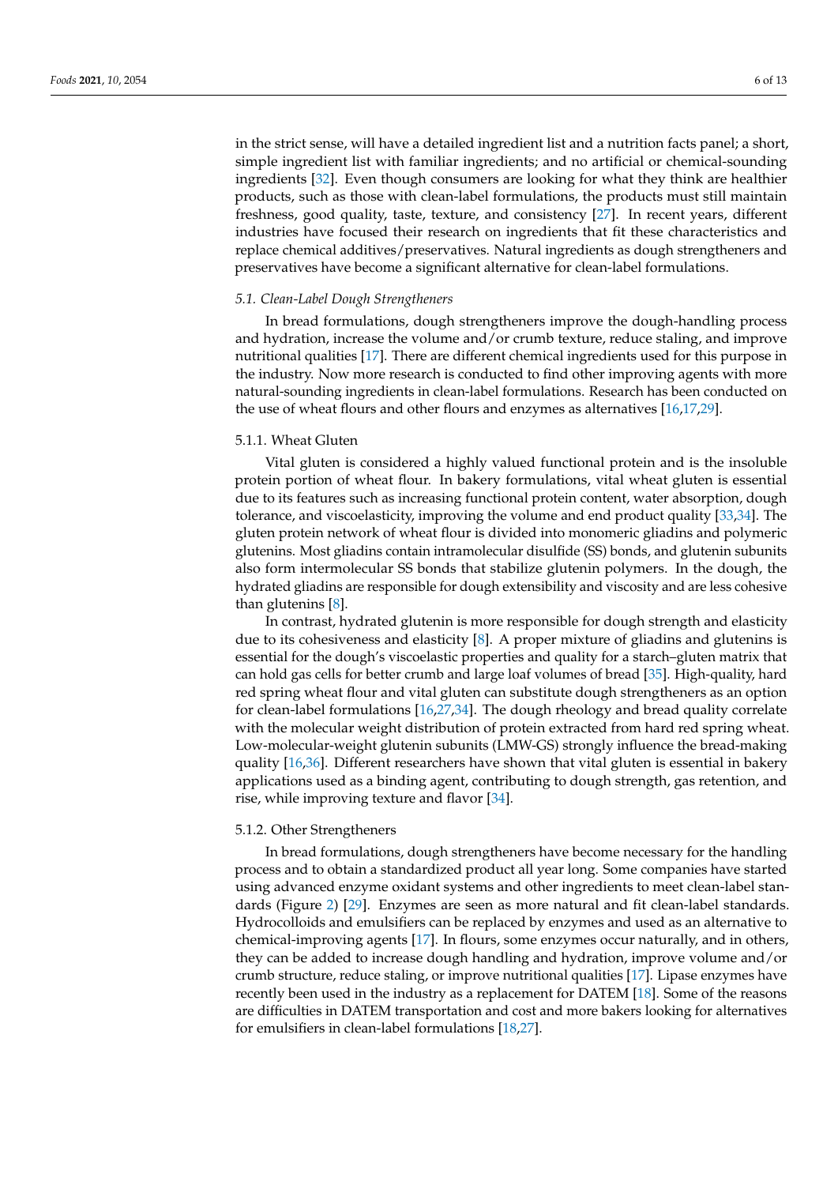in the strict sense, will have a detailed ingredient list and a nutrition facts panel; a short, simple ingredient list with familiar ingredients; and no artificial or chemical-sounding ingredients [32]. Even though consumers are looking for what they think are healthier products, such as those with clean-label formulations, the products must still maintain freshness, good quality, taste, texture, and consistency [27]. In recent years, different industries have focused their research on ingredients that fit these characteristics and replace chemical additives/preservatives. Natural ingredients as dough strengtheners and preservatives have become a significant alternative for clean-label formulations.

### *5.1. Clean-Label Dough Strengtheners*

In bread formulations, dough strengtheners improve the dough-handling process and hydration, increase the volume and/or crumb texture, reduce staling, and improve nutritional qualities [17]. There are different chemical ingredients used for this purpose in the industry. Now more research is conducted to find other improving agents with more natural-sounding ingredients in clean-label formulations. Research has been conducted on the use of wheat flours and other flours and enzymes as alternatives [16,17,29].

#### 5.1.1. Wheat Gluten

Vital gluten is considered a highly valued functional protein and is the insoluble protein portion of wheat flour. In bakery formulations, vital wheat gluten is essential due to its features such as increasing functional protein content, water absorption, dough tolerance, and viscoelasticity, improving the volume and end product quality [33,34]. The gluten protein network of wheat flour is divided into monomeric gliadins and polymeric glutenins. Most gliadins contain intramolecular disulfide (SS) bonds, and glutenin subunits also form intermolecular SS bonds that stabilize glutenin polymers. In the dough, the hydrated gliadins are responsible for dough extensibility and viscosity and are less cohesive than glutenins [8].

In contrast, hydrated glutenin is more responsible for dough strength and elasticity due to its cohesiveness and elasticity [8]. A proper mixture of gliadins and glutenins is essential for the dough's viscoelastic properties and quality for a starch–gluten matrix that can hold gas cells for better crumb and large loaf volumes of bread [35]. High-quality, hard red spring wheat flour and vital gluten can substitute dough strengtheners as an option for clean-label formulations [16,27,34]. The dough rheology and bread quality correlate with the molecular weight distribution of protein extracted from hard red spring wheat. Low-molecular-weight glutenin subunits (LMW-GS) strongly influence the bread-making quality [16,36]. Different researchers have shown that vital gluten is essential in bakery applications used as a binding agent, contributing to dough strength, gas retention, and rise, while improving texture and flavor [34].

#### 5.1.2. Other Strengtheners

In bread formulations, dough strengtheners have become necessary for the handling process and to obtain a standardized product all year long. Some companies have started using advanced enzyme oxidant systems and other ingredients to meet clean-label standards (Figure 2) [29]. Enzymes are seen as more natural and fit clean-label standards. Hydrocolloids and emulsifiers can be replaced by enzymes and used as an alternative to chemical-improving agents [17]. In flours, some enzymes occur naturally, and in others, they can be added to increase dough handling and hydration, improve volume and/or crumb structure, reduce staling, or improve nutritional qualities [17]. Lipase enzymes have recently been used in the industry as a replacement for DATEM [18]. Some of the reasons are difficulties in DATEM transportation and cost and more bakers looking for alternatives for emulsifiers in clean-label formulations [18,27].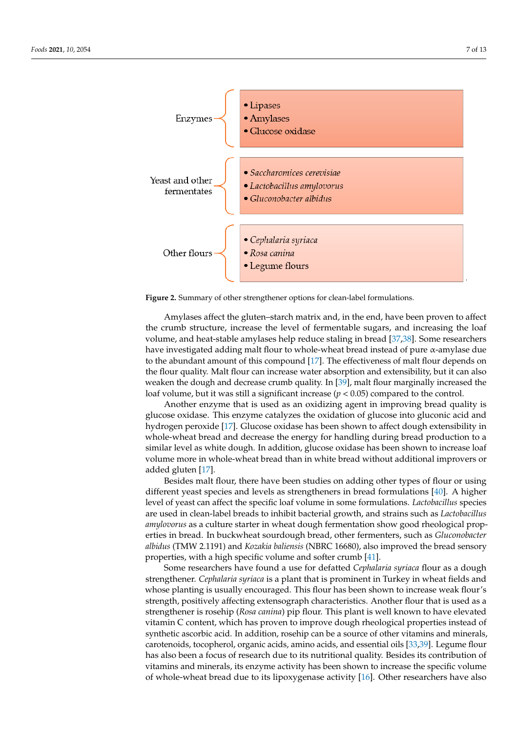Enzymes
- Lipases
- Amylases
- Glucose oxidase

Yeast and other fermentates
- *Saccharomices cerevisiae*
- *Lactobacillus amylovorus*
- *Gluconobacter albidus*

Other flours
- *Cephalaria syriaca*
- *Rosa canina*
- Legume flours

**Figure 2.** Summary of other strengthener options for clean-label formulations.

Amylases affect the gluten–starch matrix and, in the end, have been proven to affect the crumb structure, increase the level of fermentable sugars, and increasing the loaf volume, and heat-stable amylases help reduce staling in bread [37,38]. Some researchers have investigated adding malt flour to whole-wheat bread instead of pure α-amylase due to the abundant amount of this compound [17]. The effectiveness of malt flour depends on the flour quality. Malt flour can increase water absorption and extensibility, but it can also weaken the dough and decrease crumb quality. In [39], malt flour marginally increased the loaf volume, but it was still a significant increase ($p < 0.05$) compared to the control.

Another enzyme that is used as an oxidizing agent in improving bread quality is glucose oxidase. This enzyme catalyzes the oxidation of glucose into gluconic acid and hydrogen peroxide [17]. Glucose oxidase has been shown to affect dough extensibility in whole-wheat bread and decrease the energy for handling during bread production to a similar level as white dough. In addition, glucose oxidase has been shown to increase loaf volume more in whole-wheat bread than in white bread without additional improvers or added gluten [17].

Besides malt flour, there have been studies on adding other types of flour or using different yeast species and levels as strengtheners in bread formulations [40]. A higher level of yeast can affect the specific loaf volume in some formulations. *Lactobacillus* species are used in clean-label breads to inhibit bacterial growth, and strains such as *Lactobacillus amylovorus* as a culture starter in wheat dough fermentation show good rheological properties in bread. In buckwheat sourdough bread, other fermenters, such as *Gluconobacter albidus* (TMW 2.1191) and *Kozakia baliensis* (NBRC 16680), also improved the bread sensory properties, with a high specific volume and softer crumb [41].

Some researchers have found a use for defatted *Cephalaria syriaca* flour as a dough strengthener. *Cephalaria syriaca* is a plant that is prominent in Turkey in wheat fields and whose planting is usually encouraged. This flour has been shown to increase weak flour's strength, positively affecting extensograph characteristics. Another flour that is used as a strengthener is rosehip (*Rosa canina*) pip flour. This plant is well known to have elevated vitamin C content, which has proven to improve dough rheological properties instead of synthetic ascorbic acid. In addition, rosehip can be a source of other vitamins and minerals, carotenoids, tocopherol, organic acids, amino acids, and essential oils [33,39]. Legume flour has also been a focus of research due to its nutritional quality. Besides its contribution of vitamins and minerals, its enzyme activity has been shown to increase the specific volume of whole-wheat bread due to its lipoxygenase activity [16]. Other researchers have also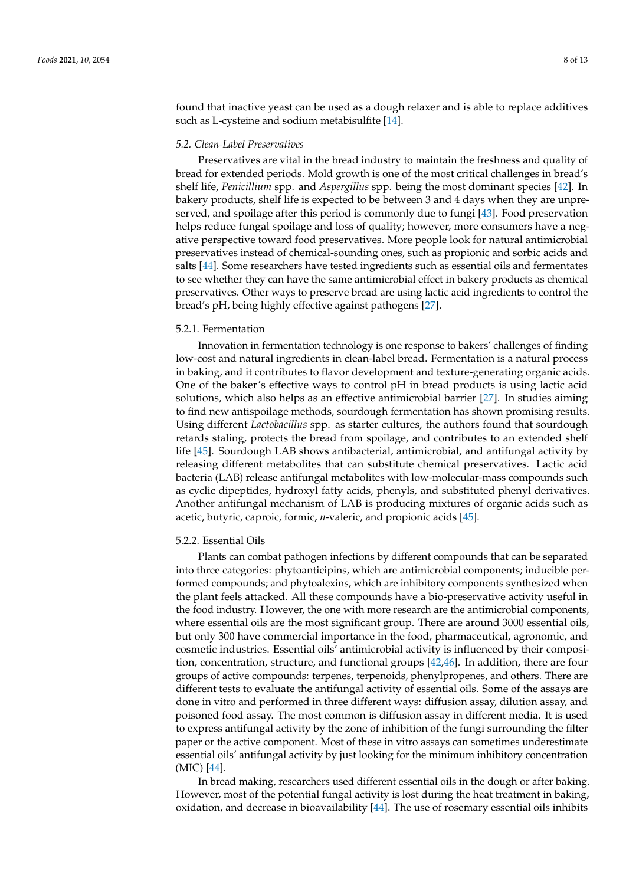found that inactive yeast can be used as a dough relaxer and is able to replace additives such as L-cysteine and sodium metabisulfite [14].

### 5.2. Clean-Label Preservatives

Preservatives are vital in the bread industry to maintain the freshness and quality of bread for extended periods. Mold growth is one of the most critical challenges in bread's shelf life, *Penicillium* spp. and *Aspergillus* spp. being the most dominant species [42]. In bakery products, shelf life is expected to be between 3 and 4 days when they are unpreserved, and spoilage after this period is commonly due to fungi [43]. Food preservation helps reduce fungal spoilage and loss of quality; however, more consumers have a negative perspective toward food preservatives. More people look for natural antimicrobial preservatives instead of chemical-sounding ones, such as propionic and sorbic acids and salts [44]. Some researchers have tested ingredients such as essential oils and fermentates to see whether they can have the same antimicrobial effect in bakery products as chemical preservatives. Other ways to preserve bread are using lactic acid ingredients to control the bread's pH, being highly effective against pathogens [27].

#### 5.2.1. Fermentation

Innovation in fermentation technology is one response to bakers' challenges of finding low-cost and natural ingredients in clean-label bread. Fermentation is a natural process in baking, and it contributes to flavor development and texture-generating organic acids. One of the baker's effective ways to control pH in bread products is using lactic acid solutions, which also helps as an effective antimicrobial barrier [27]. In studies aiming to find new antispoilage methods, sourdough fermentation has shown promising results. Using different *Lactobacillus* spp. as starter cultures, the authors found that sourdough retards staling, protects the bread from spoilage, and contributes to an extended shelf life [45]. Sourdough LAB shows antibacterial, antimicrobial, and antifungal activity by releasing different metabolites that can substitute chemical preservatives. Lactic acid bacteria (LAB) release antifungal metabolites with low-molecular-mass compounds such as cyclic dipeptides, hydroxyl fatty acids, phenyls, and substituted phenyl derivatives. Another antifungal mechanism of LAB is producing mixtures of organic acids such as acetic, butyric, caproic, formic, *n*-valeric, and propionic acids [45].

#### 5.2.2. Essential Oils

Plants can combat pathogen infections by different compounds that can be separated into three categories: phytoanticipins, which are antimicrobial components; inducible performed compounds; and phytoalexins, which are inhibitory components synthesized when the plant feels attacked. All these compounds have a bio-preservative activity useful in the food industry. However, the one with more research are the antimicrobial components, where essential oils are the most significant group. There are around 3000 essential oils, but only 300 have commercial importance in the food, pharmaceutical, agronomic, and cosmetic industries. Essential oils' antimicrobial activity is influenced by their composition, concentration, structure, and functional groups [42,46]. In addition, there are four groups of active compounds: terpenes, terpenoids, phenylpropenes, and others. There are different tests to evaluate the antifungal activity of essential oils. Some of the assays are done in vitro and performed in three different ways: diffusion assay, dilution assay, and poisoned food assay. The most common is diffusion assay in different media. It is used to express antifungal activity by the zone of inhibition of the fungi surrounding the filter paper or the active component. Most of these in vitro assays can sometimes underestimate essential oils' antifungal activity by just looking for the minimum inhibitory concentration (MIC) [44].

In bread making, researchers used different essential oils in the dough or after baking. However, most of the potential fungal activity is lost during the heat treatment in baking, oxidation, and decrease in bioavailability [44]. The use of rosemary essential oils inhibits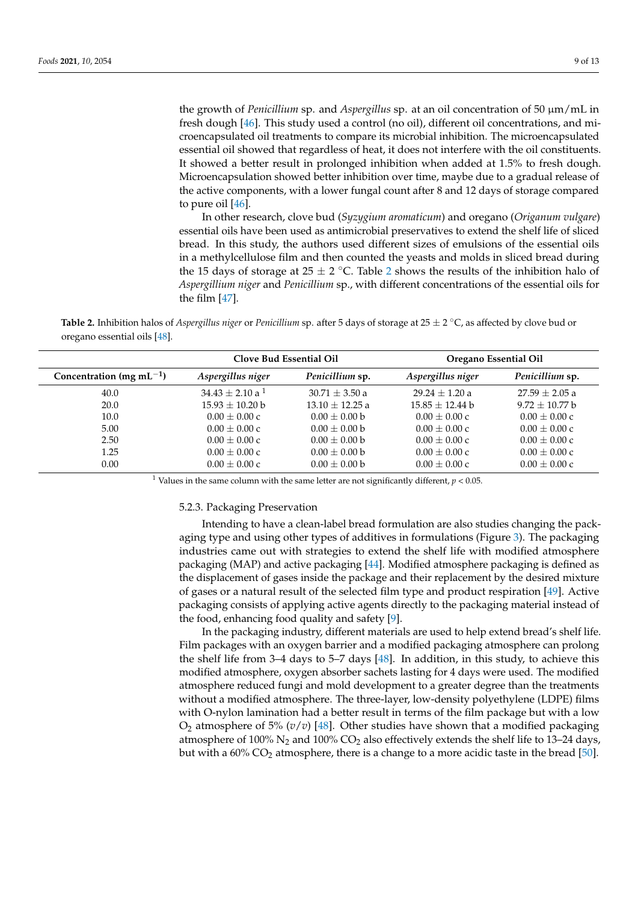the growth of *Penicillium* sp. and *Aspergillus* sp. at an oil concentration of 50 μm/mL in fresh dough [46]. This study used a control (no oil), different oil concentrations, and microencapsulated oil treatments to compare its microbial inhibition. The microencapsulated essential oil showed that regardless of heat, it does not interfere with the oil constituents. It showed a better result in prolonged inhibition when added at 1.5% to fresh dough. Microencapsulation showed better inhibition over time, maybe due to a gradual release of the active components, with a lower fungal count after 8 and 12 days of storage compared to pure oil [46].

In other research, clove bud (*Syzygium aromaticum*) and oregano (*Origanum vulgare*) essential oils have been used as antimicrobial preservatives to extend the shelf life of sliced bread. In this study, the authors used different sizes of emulsions of the essential oils in a methylcellulose film and then counted the yeasts and molds in sliced bread during the 15 days of storage at 25 ± 2 °C. Table 2 shows the results of the inhibition halo of *Aspergillium niger* and *Penicillium* sp., with different concentrations of the essential oils for the film [47].

**Table 2.** Inhibition halos of *Aspergillus niger* or *Penicillium* sp. after 5 days of storage at 25 ± 2 °C, as affected by clove bud or oregano essential oils [48].

| | Clove Bud Essential Oil | | Oregano Essential Oil | |
|---|---|---|---|---|
| Concentration (mg $mL^{-1}$) | *Aspergillus niger* | *Penicillium* sp. | *Aspergillus niger* | *Penicillium* sp. |
| 40.0 | 34.43 ± 2.10 a [1] | 30.71 ± 3.50 a | 29.24 ± 1.20 a | 27.59 ± 2.05 a |
| 20.0 | 15.93 ± 10.20 b | 13.10 ± 12.25 a | 15.85 ± 12.44 b | 9.72 ± 10.77 b |
| 10.0 | 0.00 ± 0.00 c | 0.00 ± 0.00 b | 0.00 ± 0.00 c | 0.00 ± 0.00 c |
| 5.00 | 0.00 ± 0.00 c | 0.00 ± 0.00 b | 0.00 ± 0.00 c | 0.00 ± 0.00 c |
| 2.50 | 0.00 ± 0.00 c | 0.00 ± 0.00 b | 0.00 ± 0.00 c | 0.00 ± 0.00 c |
| 1.25 | 0.00 ± 0.00 c | 0.00 ± 0.00 b | 0.00 ± 0.00 c | 0.00 ± 0.00 c |
| 0.00 | 0.00 ± 0.00 c | 0.00 ± 0.00 b | 0.00 ± 0.00 c | 0.00 ± 0.00 c |

[1] Values in the same column with the same letter are not significantly different, $p < 0.05$.

#### 5.2.3. Packaging Preservation

Intending to have a clean-label bread formulation are also studies changing the packaging type and using other types of additives in formulations (Figure 3). The packaging industries came out with strategies to extend the shelf life with modified atmosphere packaging (MAP) and active packaging [44]. Modified atmosphere packaging is defined as the displacement of gases inside the package and their replacement by the desired mixture of gases or a natural result of the selected film type and product respiration [49]. Active packaging consists of applying active agents directly to the packaging material instead of the food, enhancing food quality and safety [9].

In the packaging industry, different materials are used to help extend bread's shelf life. Film packages with an oxygen barrier and a modified packaging atmosphere can prolong the shelf life from 3–4 days to 5–7 days [48]. In addition, in this study, to achieve this modified atmosphere, oxygen absorber sachets lasting for 4 days were used. The modified atmosphere reduced fungi and mold development to a greater degree than the treatments without a modified atmosphere. The three-layer, low-density polyethylene (LDPE) films with O-nylon lamination had a better result in terms of the film package but with a low $O_2$ atmosphere of 5% (*v*/*v*) [48]. Other studies have shown that a modified packaging atmosphere of 100% $N_2$ and 100% $CO_2$ also effectively extends the shelf life to 13–24 days, but with a 60% $CO_2$ atmosphere, there is a change to a more acidic taste in the bread [50].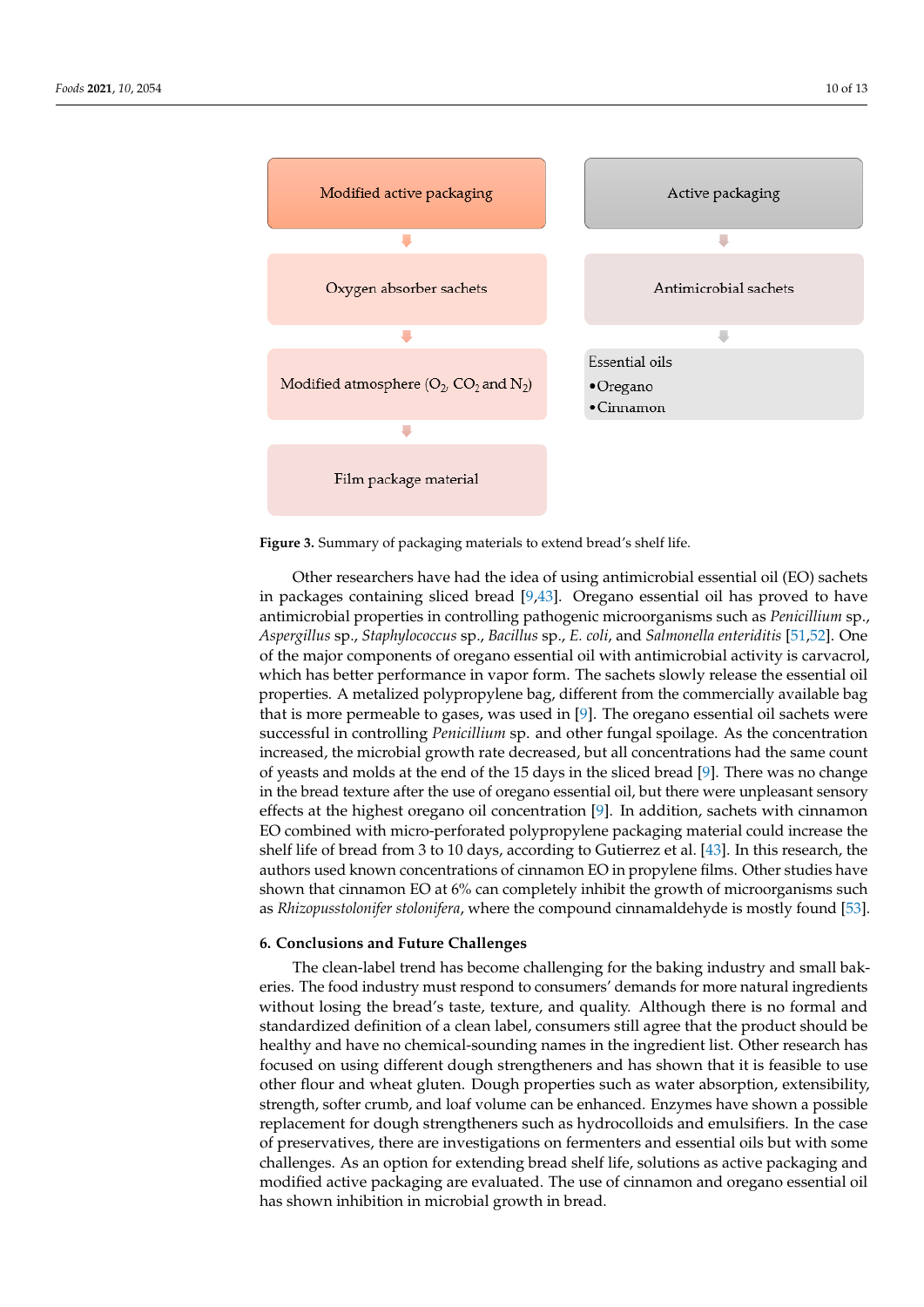Modified active packaging

Oxygen absorber sachets

Modified atmosphere ($O_2$, $CO_2$ and $N_2$)

Film package material

Active packaging

Antimicrobial sachets

Essential oils

- Oregano
- Cinnamon

**Figure 3.** Summary of packaging materials to extend bread's shelf life.

Other researchers have had the idea of using antimicrobial essential oil (EO) sachets in packages containing sliced bread [9,43]. Oregano essential oil has proved to have antimicrobial properties in controlling pathogenic microorganisms such as *Penicillium* sp., *Aspergillus* sp., *Staphylococcus* sp., *Bacillus* sp., *E. coli*, and *Salmonella enteriditis* [51,52]. One of the major components of oregano essential oil with antimicrobial activity is carvacrol, which has better performance in vapor form. The sachets slowly release the essential oil properties. A metalized polypropylene bag, different from the commercially available bag that is more permeable to gases, was used in [9]. The oregano essential oil sachets were successful in controlling *Penicillium* sp. and other fungal spoilage. As the concentration increased, the microbial growth rate decreased, but all concentrations had the same count of yeasts and molds at the end of the 15 days in the sliced bread [9]. There was no change in the bread texture after the use of oregano essential oil, but there were unpleasant sensory effects at the highest oregano oil concentration [9]. In addition, sachets with cinnamon EO combined with micro-perforated polypropylene packaging material could increase the shelf life of bread from 3 to 10 days, according to Gutierrez et al. [43]. In this research, the authors used known concentrations of cinnamon EO in propylene films. Other studies have shown that cinnamon EO at 6% can completely inhibit the growth of microorganisms such as *Rhizopusstolonifer stolonifera*, where the compound cinnamaldehyde is mostly found [53].

## 6. Conclusions and Future Challenges

The clean-label trend has become challenging for the baking industry and small bakeries. The food industry must respond to consumers' demands for more natural ingredients without losing the bread's taste, texture, and quality. Although there is no formal and standardized definition of a clean label, consumers still agree that the product should be healthy and have no chemical-sounding names in the ingredient list. Other research has focused on using different dough strengtheners and has shown that it is feasible to use other flour and wheat gluten. Dough properties such as water absorption, extensibility, strength, softer crumb, and loaf volume can be enhanced. Enzymes have shown a possible replacement for dough strengtheners such as hydrocolloids and emulsifiers. In the case of preservatives, there are investigations on fermenters and essential oils but with some challenges. As an option for extending bread shelf life, solutions as active packaging and modified active packaging are evaluated. The use of cinnamon and oregano essential oil has shown inhibition in microbial growth in bread.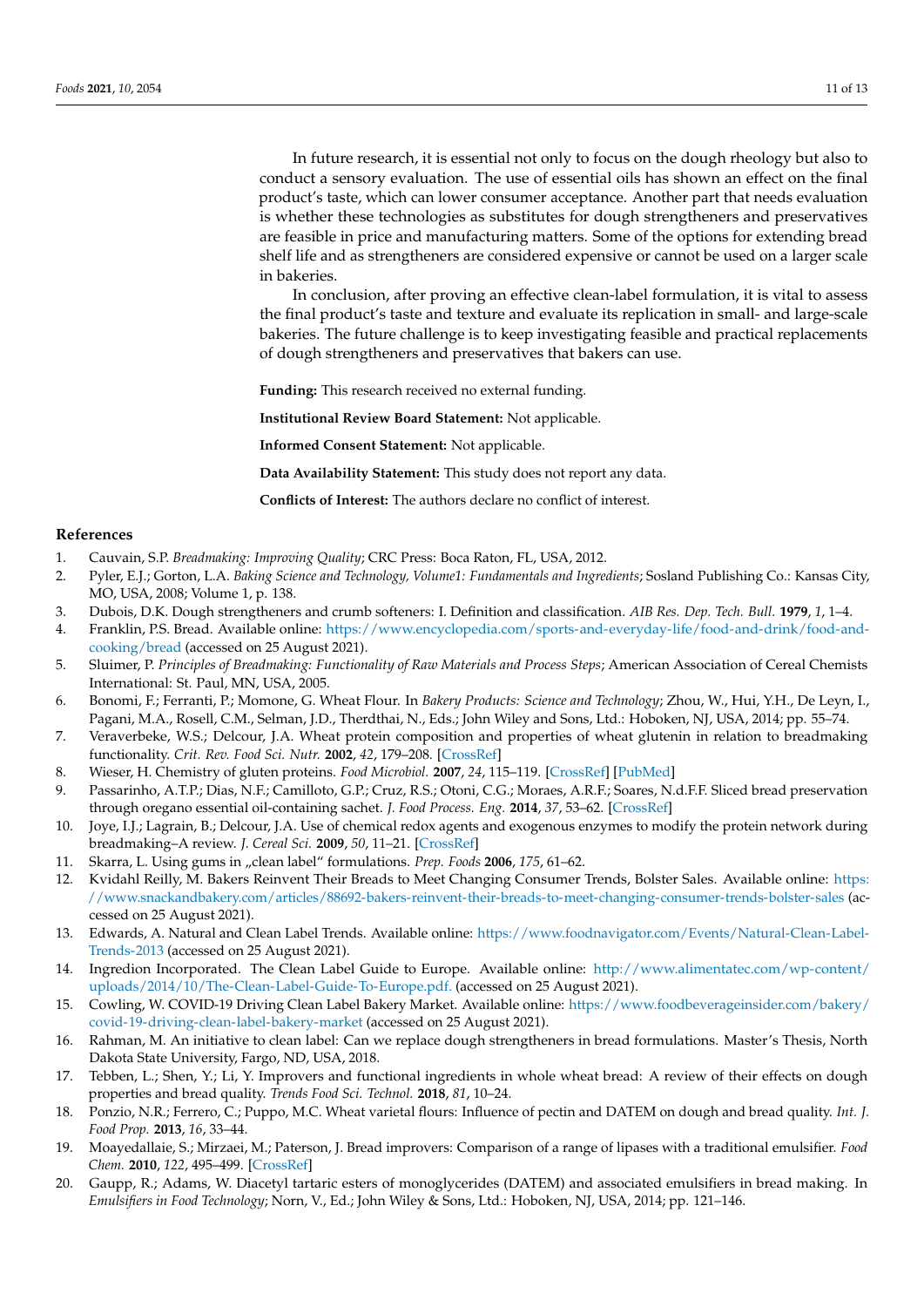In future research, it is essential not only to focus on the dough rheology but also to conduct a sensory evaluation. The use of essential oils has shown an effect on the final product's taste, which can lower consumer acceptance. Another part that needs evaluation is whether these technologies as substitutes for dough strengtheners and preservatives are feasible in price and manufacturing matters. Some of the options for extending bread shelf life and as strengtheners are considered expensive or cannot be used on a larger scale in bakeries.

In conclusion, after proving an effective clean-label formulation, it is vital to assess the final product's taste and texture and evaluate its replication in small- and large-scale bakeries. The future challenge is to keep investigating feasible and practical replacements of dough strengtheners and preservatives that bakers can use.

**Funding:** This research received no external funding.

**Institutional Review Board Statement:** Not applicable.

**Informed Consent Statement:** Not applicable.

**Data Availability Statement:** This study does not report any data.

**Conflicts of Interest:** The authors declare no conflict of interest.

## References

1. Cauvain, S.P. *Breadmaking: Improving Quality*; CRC Press: Boca Raton, FL, USA, 2012.
2. Pyler, E.J.; Gorton, L.A. *Baking Science and Technology, Volume1: Fundamentals and Ingredients*; Sosland Publishing Co.: Kansas City, MO, USA, 2008; Volume 1, p. 138.
3. Dubois, D.K. Dough strengtheners and crumb softeners: I. Definition and classification. *AIB Res. Dep. Tech. Bull.* **1979**, *1*, 1–4.
4. Franklin, P.S. Bread. Available online: https://www.encyclopedia.com/sports-and-everyday-life/food-and-drink/food-and-cooking/bread (accessed on 25 August 2021).
5. Sluimer, P. *Principles of Breadmaking: Functionality of Raw Materials and Process Steps*; American Association of Cereal Chemists International: St. Paul, MN, USA, 2005.
6. Bonomi, F.; Ferranti, P.; Momone, G. Wheat Flour. In *Bakery Products: Science and Technology*; Zhou, W., Hui, Y.H., De Leyn, I., Pagani, M.A., Rosell, C.M., Selman, J.D., Therdthai, N., Eds.; John Wiley and Sons, Ltd.: Hoboken, NJ, USA, 2014; pp. 55–74.
7. Veraverbeke, W.S.; Delcour, J.A. Wheat protein composition and properties of wheat glutenin in relation to breadmaking functionality. *Crit. Rev. Food Sci. Nutr.* **2002**, *42*, 179–208. [CrossRef]
8. Wieser, H. Chemistry of gluten proteins. *Food Microbiol.* **2007**, *24*, 115–119. [CrossRef] [PubMed]
9. Passarinho, A.T.P.; Dias, N.F.; Camilloto, G.P.; Cruz, R.S.; Otoni, C.G.; Moraes, A.R.F.; Soares, N.d.F.F. Sliced bread preservation through oregano essential oil-containing sachet. *J. Food Process. Eng.* **2014**, *37*, 53–62. [CrossRef]
10. Joye, I.J.; Lagrain, B.; Delcour, J.A. Use of chemical redox agents and exogenous enzymes to modify the protein network during breadmaking–A review. *J. Cereal Sci.* **2009**, *50*, 11–21. [CrossRef]
11. Skarra, L. Using gums in „clean label" formulations. *Prep. Foods* **2006**, *175*, 61–62.
12. Kvidahl Reilly, M. Bakers Reinvent Their Breads to Meet Changing Consumer Trends, Bolster Sales. Available online: https://www.snackandbakery.com/articles/88692-bakers-reinvent-their-breads-to-meet-changing-consumer-trends-bolster-sales (accessed on 25 August 2021).
13. Edwards, A. Natural and Clean Label Trends. Available online: https://www.foodnavigator.com/Events/Natural-Clean-Label-Trends-2013 (accessed on 25 August 2021).
14. Ingredion Incorporated. The Clean Label Guide to Europe. Available online: http://www.alimentatec.com/wp-content/uploads/2014/10/The-Clean-Label-Guide-To-Europe.pdf. (accessed on 25 August 2021).
15. Cowling, W. COVID-19 Driving Clean Label Bakery Market. Available online: https://www.foodbeverageinsider.com/bakery/covid-19-driving-clean-label-bakery-market (accessed on 25 August 2021).
16. Rahman, M. An initiative to clean label: Can we replace dough strengtheners in bread formulations. Master's Thesis, North Dakota State University, Fargo, ND, USA, 2018.
17. Tebben, L.; Shen, Y.; Li, Y. Improvers and functional ingredients in whole wheat bread: A review of their effects on dough properties and bread quality. *Trends Food Sci. Technol.* **2018**, *81*, 10–24.
18. Ponzio, N.R.; Ferrero, C.; Puppo, M.C. Wheat varietal flours: Influence of pectin and DATEM on dough and bread quality. *Int. J. Food Prop.* **2013**, *16*, 33–44.
19. Moayedallaie, S.; Mirzaei, M.; Paterson, J. Bread improvers: Comparison of a range of lipases with a traditional emulsifier. *Food Chem.* **2010**, *122*, 495–499. [CrossRef]
20. Gaupp, R.; Adams, W. Diacetyl tartaric esters of monoglycerides (DATEM) and associated emulsifiers in bread making. In *Emulsifiers in Food Technology*; Norn, V., Ed.; John Wiley & Sons, Ltd.: Hoboken, NJ, USA, 2014; pp. 121–146.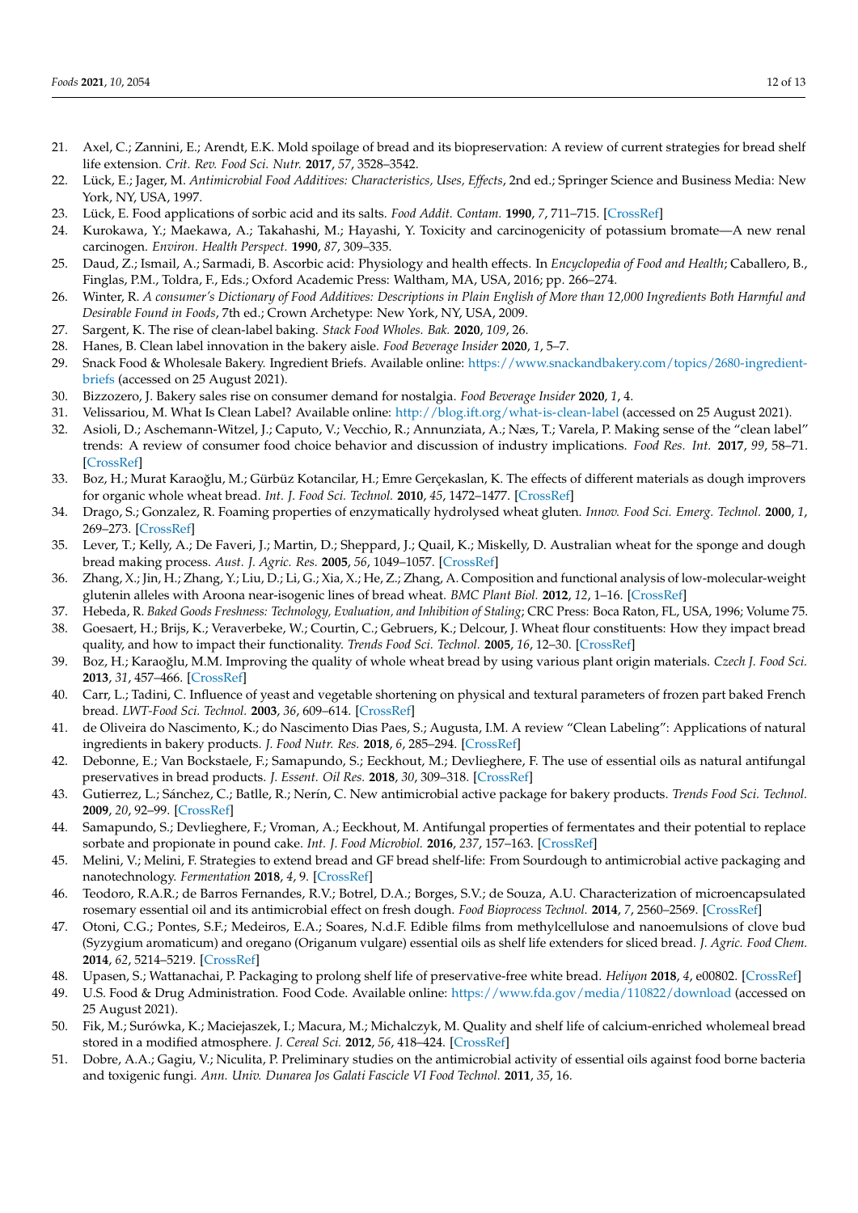21. Axel, C.; Zannini, E.; Arendt, E.K. Mold spoilage of bread and its biopreservation: A review of current strategies for bread shelf life extension. *Crit. Rev. Food Sci. Nutr.* **2017**, *57*, 3528–3542.
22. Lück, E.; Jager, M. *Antimicrobial Food Additives: Characteristics, Uses, Effects*, 2nd ed.; Springer Science and Business Media: New York, NY, USA, 1997.
23. Lück, E. Food applications of sorbic acid and its salts. *Food Addit. Contam.* **1990**, *7*, 711–715. [CrossRef]
24. Kurokawa, Y.; Maekawa, A.; Takahashi, M.; Hayashi, Y. Toxicity and carcinogenicity of potassium bromate—A new renal carcinogen. *Environ. Health Perspect.* **1990**, *87*, 309–335.
25. Daud, Z.; Ismail, A.; Sarmadi, B. Ascorbic acid: Physiology and health effects. In *Encyclopedia of Food and Health*; Caballero, B., Finglas, P.M., Toldra, F., Eds.; Oxford Academic Press: Waltham, MA, USA, 2016; pp. 266–274.
26. Winter, R. *A consumer's Dictionary of Food Additives: Descriptions in Plain English of More than 12,000 Ingredients Both Harmful and Desirable Found in Foods*, 7th ed.; Crown Archetype: New York, NY, USA, 2009.
27. Sargent, K. The rise of clean-label baking. *Stack Food Wholes. Bak.* **2020**, *109*, 26.
28. Hanes, B. Clean label innovation in the bakery aisle. *Food Beverage Insider* **2020**, *1*, 5–7.
29. Snack Food & Wholesale Bakery. Ingredient Briefs. Available online: https://www.snackandbakery.com/topics/2680-ingredient-briefs (accessed on 25 August 2021).
30. Bizzozero, J. Bakery sales rise on consumer demand for nostalgia. *Food Beverage Insider* **2020**, *1*, 4.
31. Velissariou, M. What Is Clean Label? Available online: http://blog.ift.org/what-is-clean-label (accessed on 25 August 2021).
32. Asioli, D.; Aschemann-Witzel, J.; Caputo, V.; Vecchio, R.; Annunziata, A.; Næs, T.; Varela, P. Making sense of the "clean label" trends: A review of consumer food choice behavior and discussion of industry implications. *Food Res. Int.* **2017**, *99*, 58–71. [CrossRef]
33. Boz, H.; Murat Karaoğlu, M.; Gürbüz Kotancilar, H.; Emre Gerçekaslan, K. The effects of different materials as dough improvers for organic whole wheat bread. *Int. J. Food Sci. Technol.* **2010**, *45*, 1472–1477. [CrossRef]
34. Drago, S.; Gonzalez, R. Foaming properties of enzymatically hydrolysed wheat gluten. *Innov. Food Sci. Emerg. Technol.* **2000**, *1*, 269–273. [CrossRef]
35. Lever, T.; Kelly, A.; De Faveri, J.; Martin, D.; Sheppard, J.; Quail, K.; Miskelly, D. Australian wheat for the sponge and dough bread making process. *Aust. J. Agric. Res.* **2005**, *56*, 1049–1057. [CrossRef]
36. Zhang, X.; Jin, H.; Zhang, Y.; Liu, D.; Li, G.; Xia, X.; He, Z.; Zhang, A. Composition and functional analysis of low-molecular-weight glutenin alleles with Aroona near-isogenic lines of bread wheat. *BMC Plant Biol.* **2012**, *12*, 1–16. [CrossRef]
37. Hebeda, R. *Baked Goods Freshness: Technology, Evaluation, and Inhibition of Staling*; CRC Press: Boca Raton, FL, USA, 1996; Volume 75.
38. Goesaert, H.; Brijs, K.; Veraverbeke, W.; Courtin, C.; Gebruers, K.; Delcour, J. Wheat flour constituents: How they impact bread quality, and how to impact their functionality. *Trends Food Sci. Technol.* **2005**, *16*, 12–30. [CrossRef]
39. Boz, H.; Karaoğlu, M.M. Improving the quality of whole wheat bread by using various plant origin materials. *Czech J. Food Sci.* **2013**, *31*, 457–466. [CrossRef]
40. Carr, L.; Tadini, C. Influence of yeast and vegetable shortening on physical and textural parameters of frozen part baked French bread. *LWT-Food Sci. Technol.* **2003**, *36*, 609–614. [CrossRef]
41. de Oliveira do Nascimento, K.; do Nascimento Dias Paes, S.; Augusta, I.M. A review "Clean Labeling": Applications of natural ingredients in bakery products. *J. Food Nutr. Res.* **2018**, *6*, 285–294. [CrossRef]
42. Debonne, E.; Van Bockstaele, F.; Samapundo, S.; Eeckhout, M.; Devlieghere, F. The use of essential oils as natural antifungal preservatives in bread products. *J. Essent. Oil Res.* **2018**, *30*, 309–318. [CrossRef]
43. Gutierrez, L.; Sánchez, C.; Batlle, R.; Nerín, C. New antimicrobial active package for bakery products. *Trends Food Sci. Technol.* **2009**, *20*, 92–99. [CrossRef]
44. Samapundo, S.; Devlieghere, F.; Vroman, A.; Eeckhout, M. Antifungal properties of fermentates and their potential to replace sorbate and propionate in pound cake. *Int. J. Food Microbiol.* **2016**, *237*, 157–163. [CrossRef]
45. Melini, V.; Melini, F. Strategies to extend bread and GF bread shelf-life: From Sourdough to antimicrobial active packaging and nanotechnology. *Fermentation* **2018**, *4*, 9. [CrossRef]
46. Teodoro, R.A.R.; de Barros Fernandes, R.V.; Botrel, D.A.; Borges, S.V.; de Souza, A.U. Characterization of microencapsulated rosemary essential oil and its antimicrobial effect on fresh dough. *Food Bioprocess Technol.* **2014**, *7*, 2560–2569. [CrossRef]
47. Otoni, C.G.; Pontes, S.F.; Medeiros, E.A.; Soares, N.d.F. Edible films from methylcellulose and nanoemulsions of clove bud (Syzygium aromaticum) and oregano (Origanum vulgare) essential oils as shelf life extenders for sliced bread. *J. Agric. Food Chem.* **2014**, *62*, 5214–5219. [CrossRef]
48. Upasen, S.; Wattanachai, P. Packaging to prolong shelf life of preservative-free white bread. *Heliyon* **2018**, *4*, e00802. [CrossRef]
49. U.S. Food & Drug Administration. Food Code. Available online: https://www.fda.gov/media/110822/download (accessed on 25 August 2021).
50. Fik, M.; Surówka, K.; Maciejaszek, I.; Macura, M.; Michalczyk, M. Quality and shelf life of calcium-enriched wholemeal bread stored in a modified atmosphere. *J. Cereal Sci.* **2012**, *56*, 418–424. [CrossRef]
51. Dobre, A.A.; Gagiu, V.; Niculita, P. Preliminary studies on the antimicrobial activity of essential oils against food borne bacteria and toxigenic fungi. *Ann. Univ. Dunarea Jos Galati Fascicle VI Food Technol.* **2011**, *35*, 16.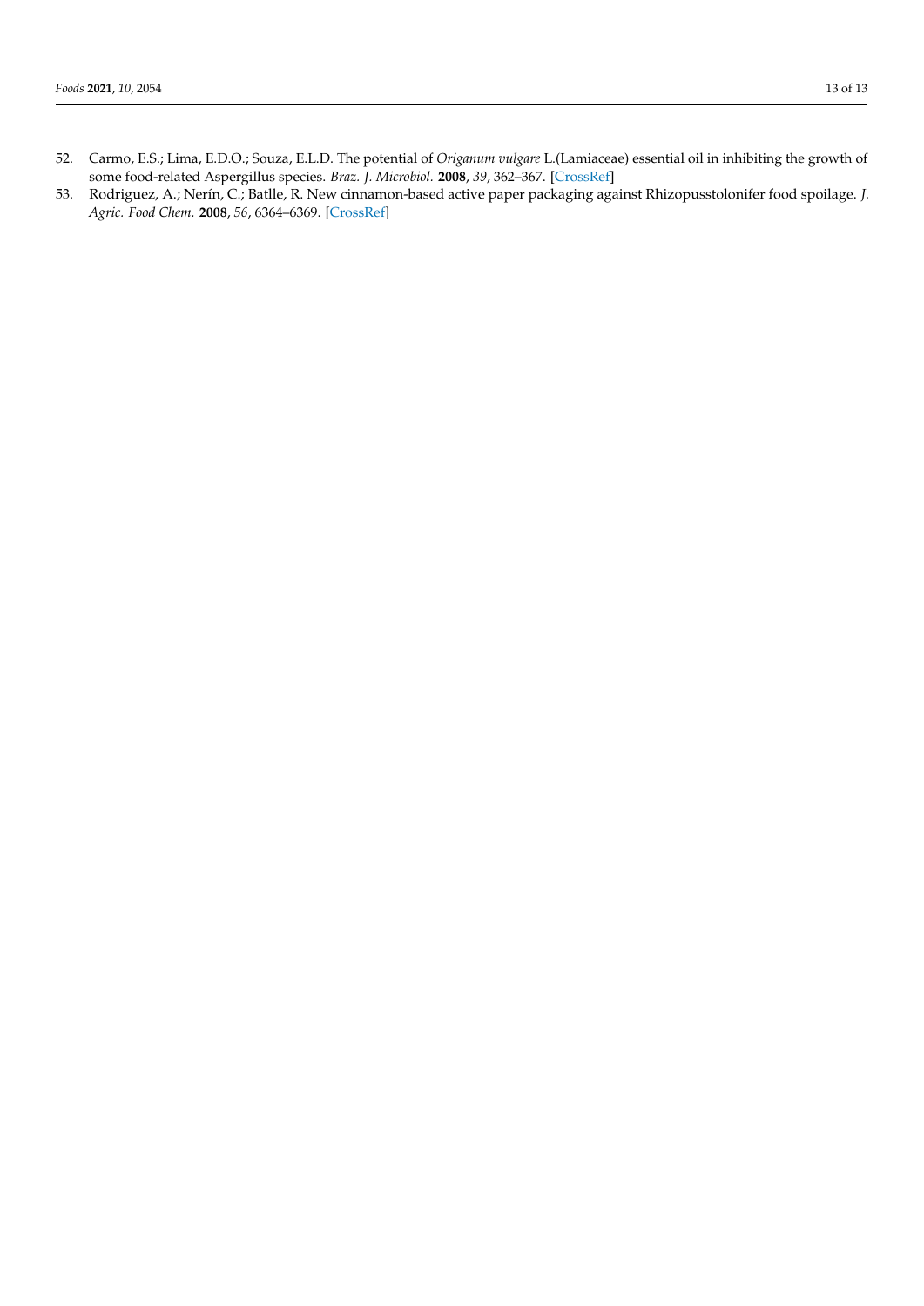52. Carmo, E.S.; Lima, E.D.O.; Souza, E.L.D. The potential of *Origanum vulgare* L.(Lamiaceae) essential oil in inhibiting the growth of some food-related Aspergillus species. *Braz. J. Microbiol.* **2008**, *39*, 362–367. [CrossRef]
53. Rodriguez, A.; Nerín, C.; Batlle, R. New cinnamon-based active paper packaging against Rhizopusstolonifer food spoilage. *J. Agric. Food Chem.* **2008**, *56*, 6364–6369. [CrossRef]